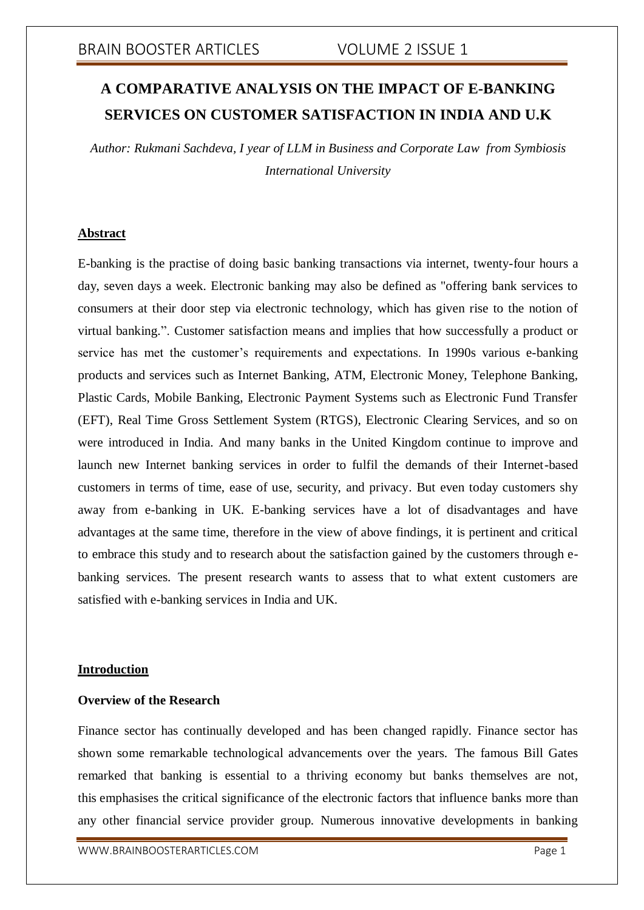# A COMPARATIVE ANALYSIS ON THE IMPACT OF E-BANKING SERVICES ON CUSTOMER SATISFACTION IN INDIA AND U.K

*Author: Rukmani Sachdeva, I year of LLM in Business and Corporate Law from Symbiosis International University*

## Abstract

E-banking is the practise of doing basic banking transactions via internet, twenty-four hours a day, seven days a week. Electronic banking may also be defined as "offering bank services to consumers at their door step via electronic technology, which has given rise to the notion of virtual banking.". Customer satisfaction means and implies that how successfully a product or service has met the customer's requirements and expectations. In 1990s various e-banking products and services such as Internet Banking, ATM, Electronic Money, Telephone Banking, Plastic Cards, Mobile Banking, Electronic Payment Systems such as Electronic Fund Transfer (EFT), Real Time Gross Settlement System (RTGS), Electronic Clearing Services, and so on were introduced in India. And many banks in the United Kingdom continue to improve and launch new Internet banking services in order to fulfil the demands of their Internet-based customers in terms of time, ease of use, security, and privacy. But even today customers shy away from e-banking in UK. E-banking services have a lot of disadvantages and have advantages at the same time, therefore in the view of above findings, it is pertinent and critical to embrace this study and to research about the satisfaction gained by the customers through e-banking services. The present research wants to assess that to what extent customers are satisfied with e-banking services in India and UK.

## Introduction

### Overview of the Research

Finance sector has continually developed and has been changed rapidly. Finance sector has shown some remarkable technological advancements over the years. The famous Bill Gates remarked that banking is essential to a thriving economy but banks themselves are not, this emphasises the critical significance of the electronic factors that influence banks more than any other financial service provider group. Numerous innovative developments in banking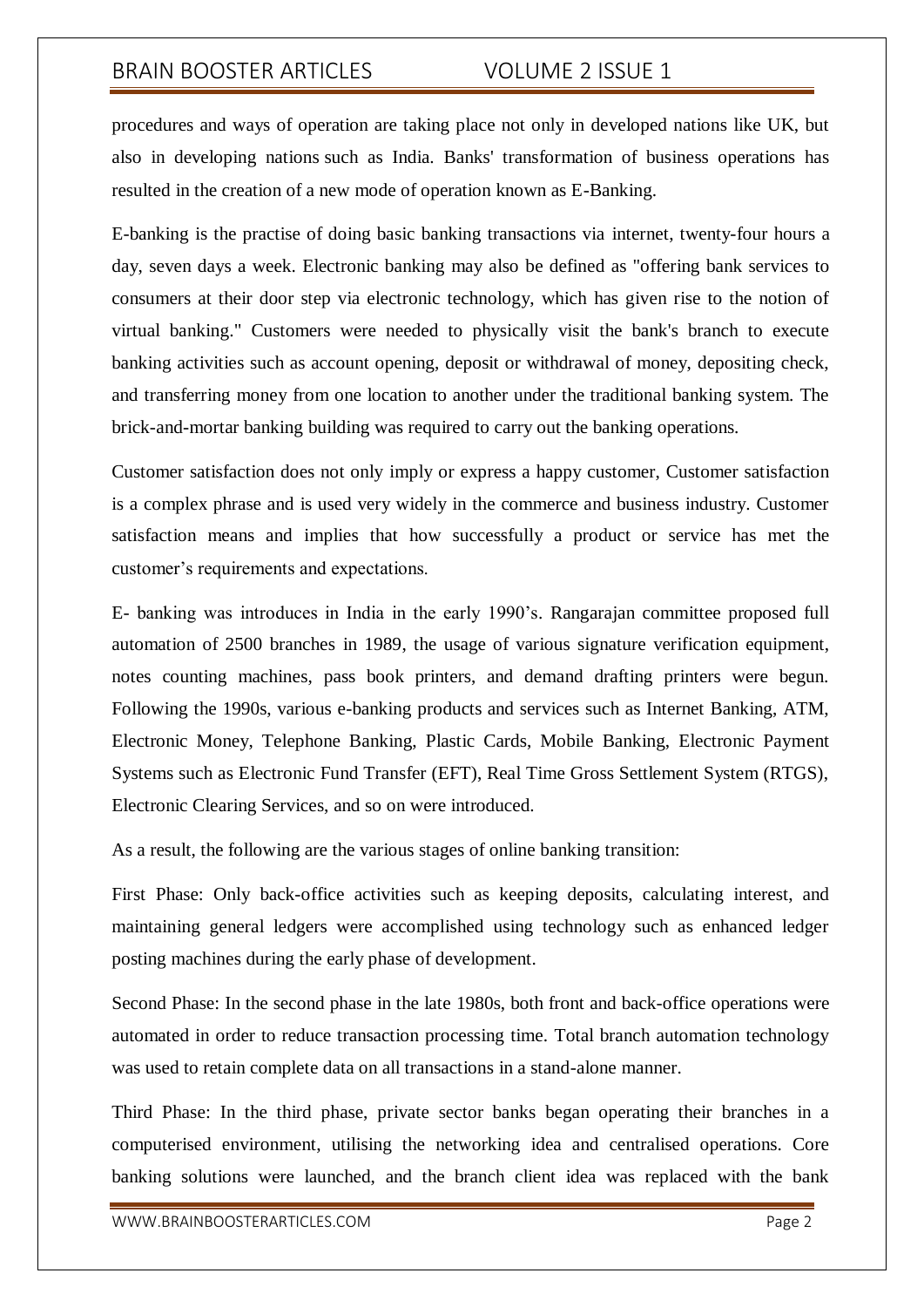procedures and ways of operation are taking place not only in developed nations like UK, but also in developing nations such as India. Banks' transformation of business operations has resulted in the creation of a new mode of operation known as E-Banking.

E-banking is the practise of doing basic banking transactions via internet, twenty-four hours a day, seven days a week. Electronic banking may also be defined as "offering bank services to consumers at their door step via electronic technology, which has given rise to the notion of virtual banking." Customers were needed to physically visit the bank's branch to execute banking activities such as account opening, deposit or withdrawal of money, depositing check, and transferring money from one location to another under the traditional banking system. The brick-and-mortar banking building was required to carry out the banking operations.

Customer satisfaction does not only imply or express a happy customer, Customer satisfaction is a complex phrase and is used very widely in the commerce and business industry. Customer satisfaction means and implies that how successfully a product or service has met the customer's requirements and expectations.

E- banking was introduces in India in the early 1990's. Rangarajan committee proposed full automation of 2500 branches in 1989, the usage of various signature verification equipment, notes counting machines, pass book printers, and demand drafting printers were begun. Following the 1990s, various e-banking products and services such as Internet Banking, ATM, Electronic Money, Telephone Banking, Plastic Cards, Mobile Banking, Electronic Payment Systems such as Electronic Fund Transfer (EFT), Real Time Gross Settlement System (RTGS), Electronic Clearing Services, and so on were introduced.

As a result, the following are the various stages of online banking transition:

First Phase: Only back-office activities such as keeping deposits, calculating interest, and maintaining general ledgers were accomplished using technology such as enhanced ledger posting machines during the early phase of development.

Second Phase: In the second phase in the late 1980s, both front and back-office operations were automated in order to reduce transaction processing time. Total branch automation technology was used to retain complete data on all transactions in a stand-alone manner.

Third Phase: In the third phase, private sector banks began operating their branches in a computerised environment, utilising the networking idea and centralised operations. Core banking solutions were launched, and the branch client idea was replaced with the bank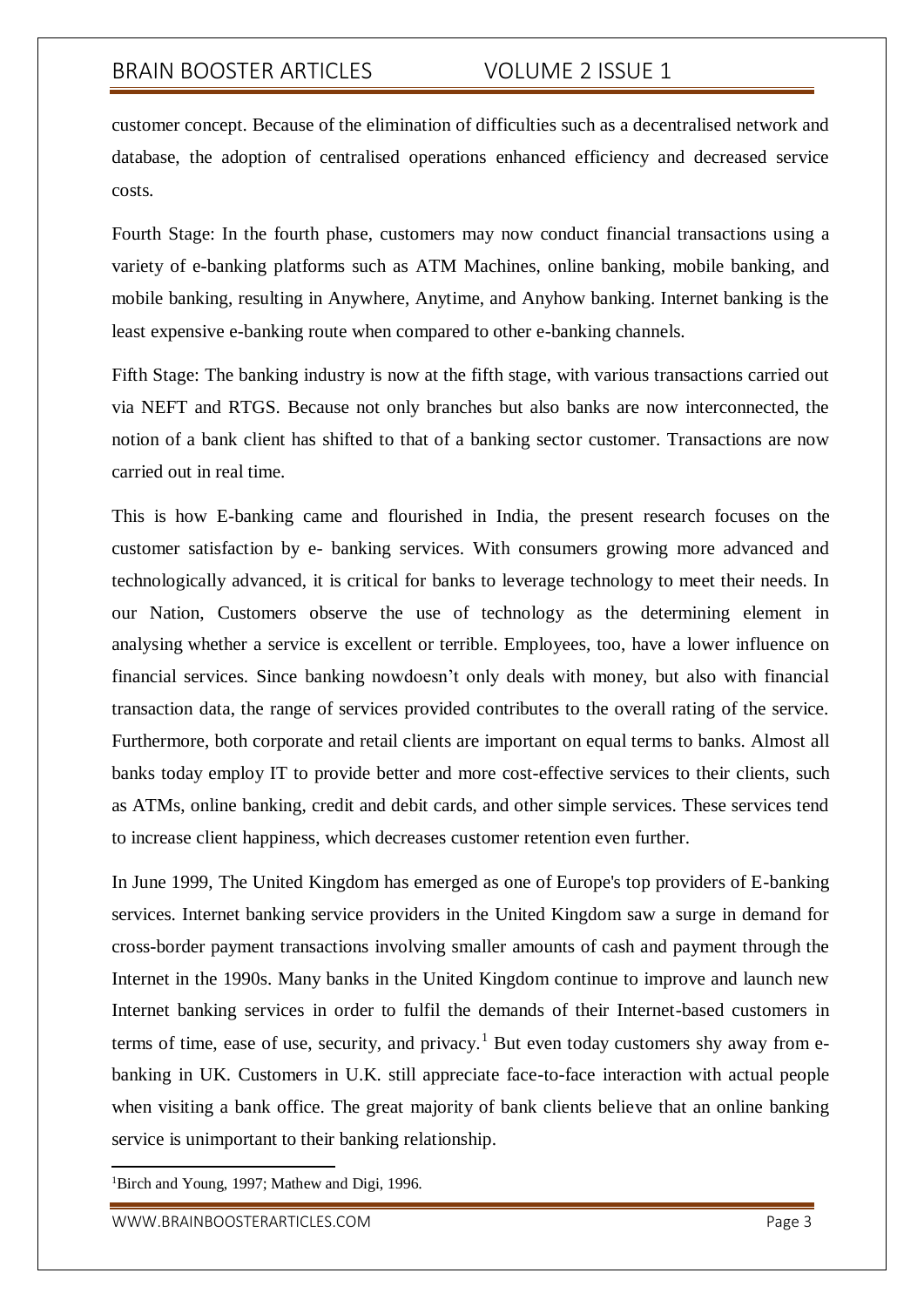customer concept. Because of the elimination of difficulties such as a decentralised network and database, the adoption of centralised operations enhanced efficiency and decreased service costs.

Fourth Stage: In the fourth phase, customers may now conduct financial transactions using a variety of e-banking platforms such as ATM Machines, online banking, mobile banking, and mobile banking, resulting in Anywhere, Anytime, and Anyhow banking. Internet banking is the least expensive e-banking route when compared to other e-banking channels.

Fifth Stage: The banking industry is now at the fifth stage, with various transactions carried out via NEFT and RTGS. Because not only branches but also banks are now interconnected, the notion of a bank client has shifted to that of a banking sector customer. Transactions are now carried out in real time.

This is how E-banking came and flourished in India, the present research focuses on the customer satisfaction by e- banking services. With consumers growing more advanced and technologically advanced, it is critical for banks to leverage technology to meet their needs. In our Nation, Customers observe the use of technology as the determining element in analysing whether a service is excellent or terrible. Employees, too, have a lower influence on financial services. Since banking nowdoesn't only deals with money, but also with financial transaction data, the range of services provided contributes to the overall rating of the service. Furthermore, both corporate and retail clients are important on equal terms to banks. Almost all banks today employ IT to provide better and more cost-effective services to their clients, such as ATMs, online banking, credit and debit cards, and other simple services. These services tend to increase client happiness, which decreases customer retention even further.

In June 1999, The United Kingdom has emerged as one of Europe's top providers of E-banking services. Internet banking service providers in the United Kingdom saw a surge in demand for cross-border payment transactions involving smaller amounts of cash and payment through the Internet in the 1990s. Many banks in the United Kingdom continue to improve and launch new Internet banking services in order to fulfil the demands of their Internet-based customers in terms of time, ease of use, security, and privacy.[1] But even today customers shy away from e-banking in UK. Customers in U.K. still appreciate face-to-face interaction with actual people when visiting a bank office. The great majority of bank clients believe that an online banking service is unimportant to their banking relationship.

[1] Birch and Young, 1997; Mathew and Digi, 1996.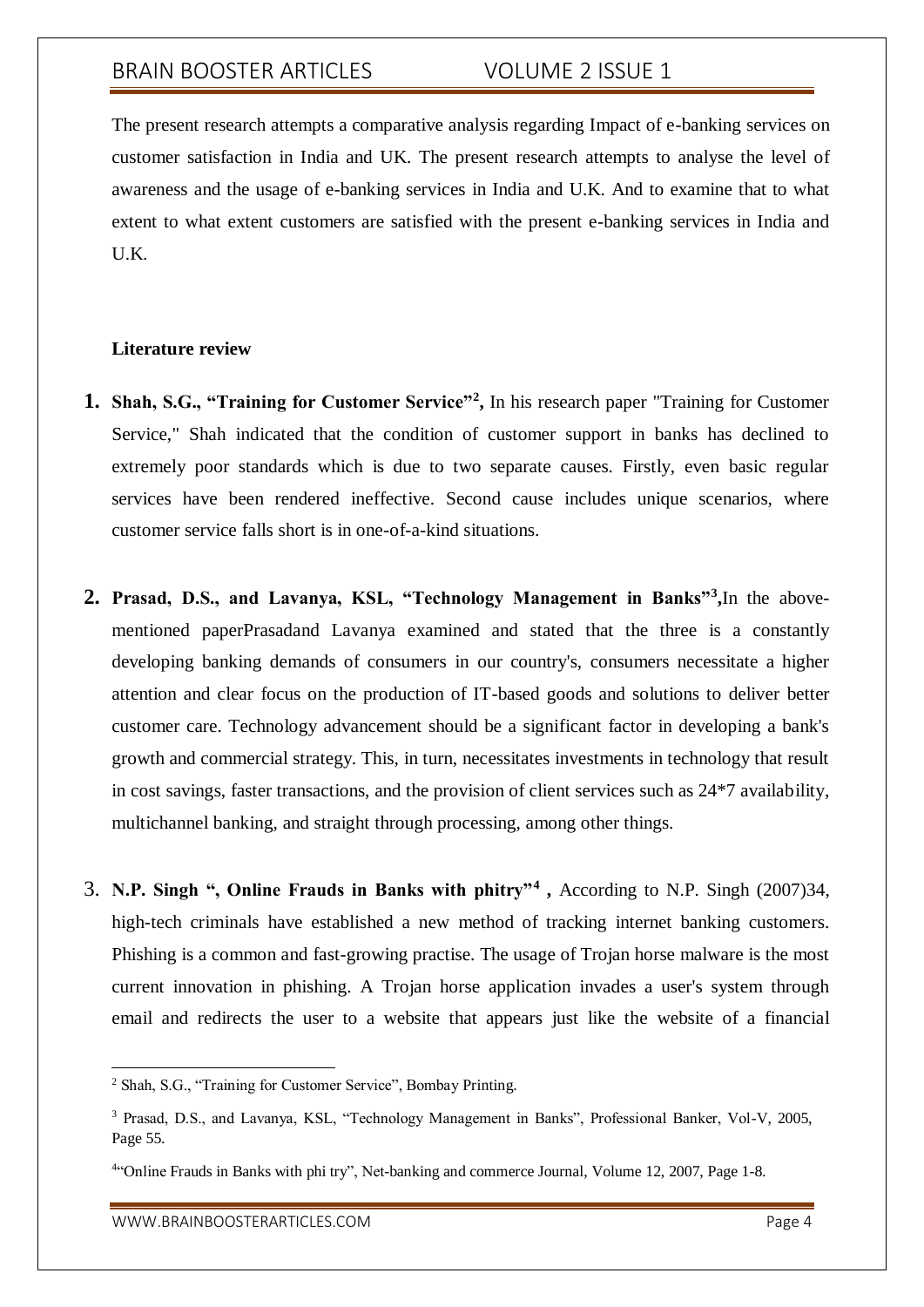The present research attempts a comparative analysis regarding Impact of e-banking services on customer satisfaction in India and UK. The present research attempts to analyse the level of awareness and the usage of e-banking services in India and U.K. And to examine that to what extent to what extent customers are satisfied with the present e-banking services in India and U.K.

**Literature review**

1. **Shah, S.G., "Training for Customer Service"[2],** In his research paper "Training for Customer Service," Shah indicated that the condition of customer support in banks has declined to extremely poor standards which is due to two separate causes. Firstly, even basic regular services have been rendered ineffective. Second cause includes unique scenarios, where customer service falls short is in one-of-a-kind situations.

2. **Prasad, D.S., and Lavanya, KSL, "Technology Management in Banks"[3],**In the above-mentioned paperPrasadand Lavanya examined and stated that the three is a constantly developing banking demands of consumers in our country's, consumers necessitate a higher attention and clear focus on the production of IT-based goods and solutions to deliver better customer care. Technology advancement should be a significant factor in developing a bank's growth and commercial strategy. This, in turn, necessitates investments in technology that result in cost savings, faster transactions, and the provision of client services such as 24*7 availability, multichannel banking, and straight through processing, among other things.

3. **N.P. Singh ", Online Frauds in Banks with phitry"[4] ,** According to N.P. Singh (2007)34, high-tech criminals have established a new method of tracking internet banking customers. Phishing is a common and fast-growing practise. The usage of Trojan horse malware is the most current innovation in phishing. A Trojan horse application invades a user's system through email and redirects the user to a website that appears just like the website of a financial

---

[2] Shah, S.G., "Training for Customer Service", Bombay Printing.

[3] Prasad, D.S., and Lavanya, KSL, "Technology Management in Banks", Professional Banker, Vol-V, 2005, Page 55.

[4] "Online Frauds in Banks with phi try", Net-banking and commerce Journal, Volume 12, 2007, Page 1-8.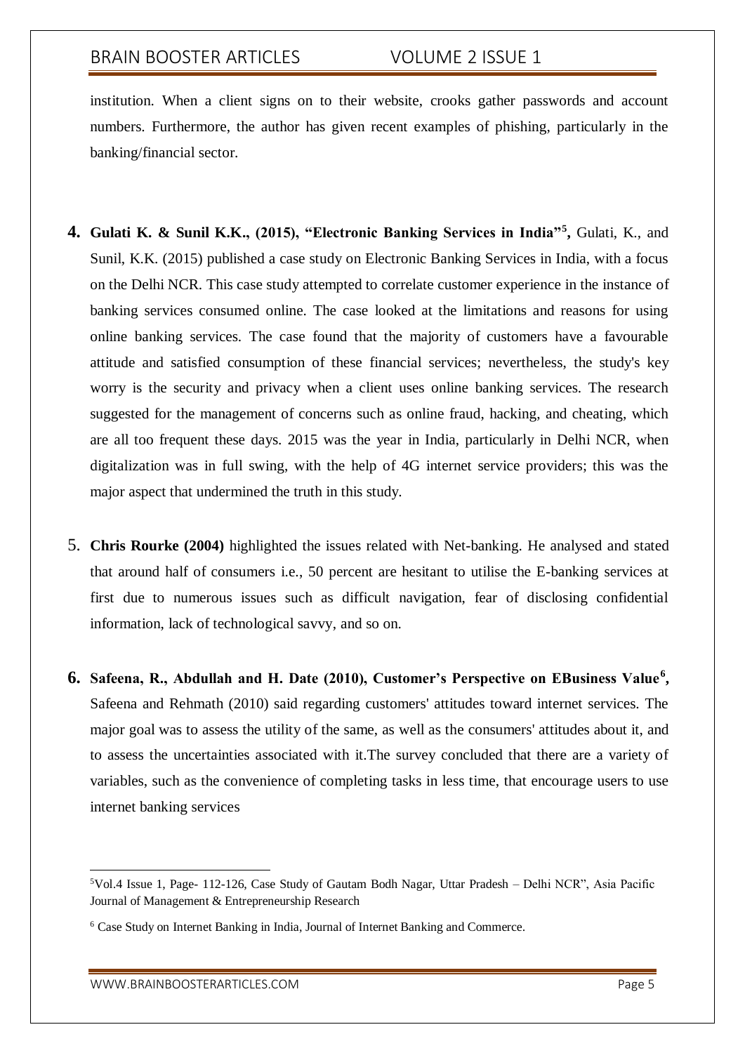institution. When a client signs on to their website, crooks gather passwords and account numbers. Furthermore, the author has given recent examples of phishing, particularly in the banking/financial sector.

4. **Gulati K. & Sunil K.K., (2015), "Electronic Banking Services in India"[5],** Gulati, K., and Sunil, K.K. (2015) published a case study on Electronic Banking Services in India, with a focus on the Delhi NCR. This case study attempted to correlate customer experience in the instance of banking services consumed online. The case looked at the limitations and reasons for using online banking services. The case found that the majority of customers have a favourable attitude and satisfied consumption of these financial services; nevertheless, the study's key worry is the security and privacy when a client uses online banking services. The research suggested for the management of concerns such as online fraud, hacking, and cheating, which are all too frequent these days. 2015 was the year in India, particularly in Delhi NCR, when digitalization was in full swing, with the help of 4G internet service providers; this was the major aspect that undermined the truth in this study.

5. **Chris Rourke (2004)** highlighted the issues related with Net-banking. He analysed and stated that around half of consumers i.e., 50 percent are hesitant to utilise the E-banking services at first due to numerous issues such as difficult navigation, fear of disclosing confidential information, lack of technological savvy, and so on.

6. **Safeena, R., Abdullah and H. Date (2010), Customer's Perspective on EBusiness Value[6],** Safeena and Rehmath (2010) said regarding customers' attitudes toward internet services. The major goal was to assess the utility of the same, as well as the consumers' attitudes about it, and to assess the uncertainties associated with it.The survey concluded that there are a variety of variables, such as the convenience of completing tasks in less time, that encourage users to use internet banking services

---

[5] Vol.4 Issue 1, Page- 112-126, Case Study of Gautam Bodh Nagar, Uttar Pradesh – Delhi NCR", Asia Pacific Journal of Management & Entrepreneurship Research

[6] Case Study on Internet Banking in India, Journal of Internet Banking and Commerce.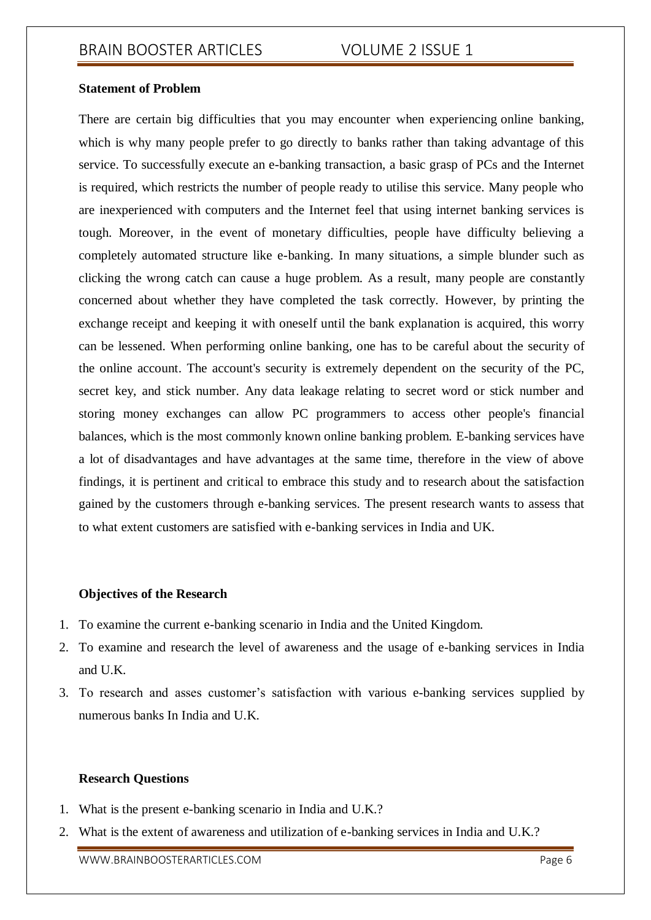**Statement of Problem**

There are certain big difficulties that you may encounter when experiencing online banking, which is why many people prefer to go directly to banks rather than taking advantage of this service. To successfully execute an e-banking transaction, a basic grasp of PCs and the Internet is required, which restricts the number of people ready to utilise this service. Many people who are inexperienced with computers and the Internet feel that using internet banking services is tough. Moreover, in the event of monetary difficulties, people have difficulty believing a completely automated structure like e-banking. In many situations, a simple blunder such as clicking the wrong catch can cause a huge problem. As a result, many people are constantly concerned about whether they have completed the task correctly. However, by printing the exchange receipt and keeping it with oneself until the bank explanation is acquired, this worry can be lessened. When performing online banking, one has to be careful about the security of the online account. The account's security is extremely dependent on the security of the PC, secret key, and stick number. Any data leakage relating to secret word or stick number and storing money exchanges can allow PC programmers to access other people's financial balances, which is the most commonly known online banking problem. E-banking services have a lot of disadvantages and have advantages at the same time, therefore in the view of above findings, it is pertinent and critical to embrace this study and to research about the satisfaction gained by the customers through e-banking services. The present research wants to assess that to what extent customers are satisfied with e-banking services in India and UK.

**Objectives of the Research**

1. To examine the current e-banking scenario in India and the United Kingdom.
2. To examine and research the level of awareness and the usage of e-banking services in India and U.K.
3. To research and asses customer's satisfaction with various e-banking services supplied by numerous banks In India and U.K.

**Research Questions**

1. What is the present e-banking scenario in India and U.K.?
2. What is the extent of awareness and utilization of e-banking services in India and U.K.?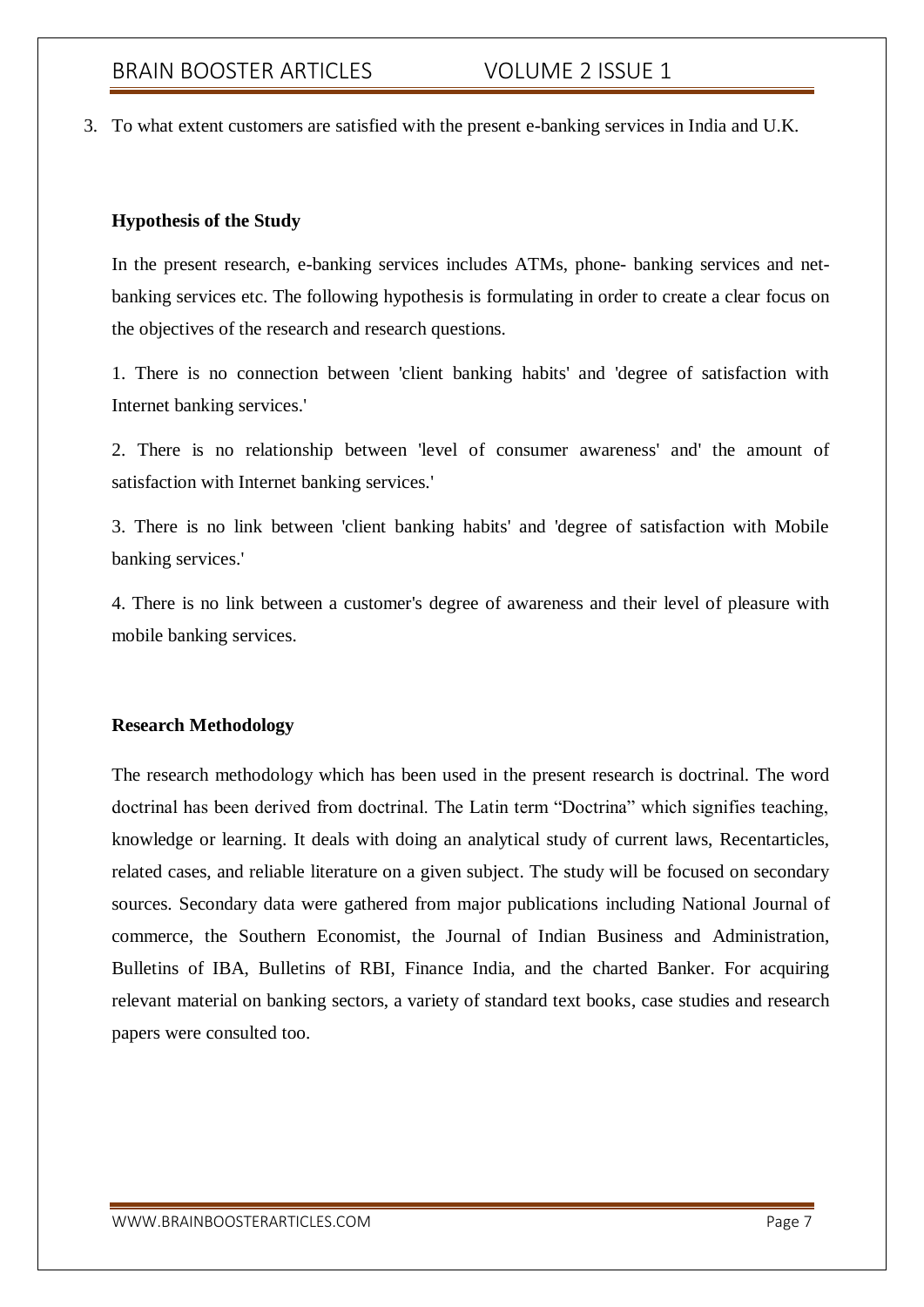3. To what extent customers are satisfied with the present e-banking services in India and U.K.

**Hypothesis of the Study**

In the present research, e-banking services includes ATMs, phone- banking services and net-banking services etc. The following hypothesis is formulating in order to create a clear focus on the objectives of the research and research questions.

1. There is no connection between 'client banking habits' and 'degree of satisfaction with Internet banking services.'

2. There is no relationship between 'level of consumer awareness' and' the amount of satisfaction with Internet banking services.'

3. There is no link between 'client banking habits' and 'degree of satisfaction with Mobile banking services.'

4. There is no link between a customer's degree of awareness and their level of pleasure with mobile banking services.

**Research Methodology**

The research methodology which has been used in the present research is doctrinal. The word doctrinal has been derived from doctrinal. The Latin term "Doctrina" which signifies teaching, knowledge or learning. It deals with doing an analytical study of current laws, Recentarticles, related cases, and reliable literature on a given subject. The study will be focused on secondary sources. Secondary data were gathered from major publications including National Journal of commerce, the Southern Economist, the Journal of Indian Business and Administration, Bulletins of IBA, Bulletins of RBI, Finance India, and the charted Banker. For acquiring relevant material on banking sectors, a variety of standard text books, case studies and research papers were consulted too.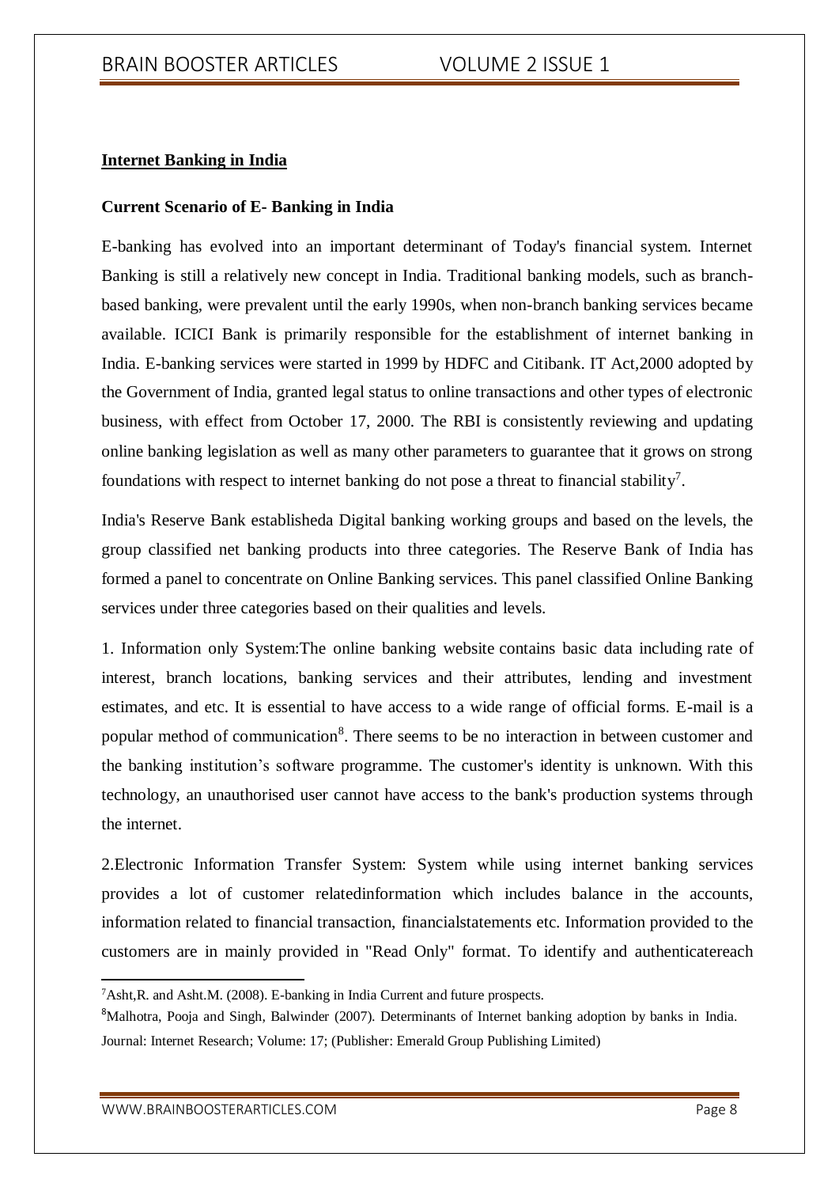## Internet Banking in India

### Current Scenario of E- Banking in India

E-banking has evolved into an important determinant of Today's financial system. Internet Banking is still a relatively new concept in India. Traditional banking models, such as branch-based banking, were prevalent until the early 1990s, when non-branch banking services became available. ICICI Bank is primarily responsible for the establishment of internet banking in India. E-banking services were started in 1999 by HDFC and Citibank. IT Act,2000 adopted by the Government of India, granted legal status to online transactions and other types of electronic business, with effect from October 17, 2000. The RBI is consistently reviewing and updating online banking legislation as well as many other parameters to guarantee that it grows on strong foundations with respect to internet banking do not pose a threat to financial stability[7].

India's Reserve Bank establisheda Digital banking working groups and based on the levels, the group classified net banking products into three categories. The Reserve Bank of India has formed a panel to concentrate on Online Banking services. This panel classified Online Banking services under three categories based on their qualities and levels.

1. Information only System:The online banking website contains basic data including rate of interest, branch locations, banking services and their attributes, lending and investment estimates, and etc. It is essential to have access to a wide range of official forms. E-mail is a popular method of communication[8]. There seems to be no interaction in between customer and the banking institution's software programme. The customer's identity is unknown. With this technology, an unauthorised user cannot have access to the bank's production systems through the internet.

2.Electronic Information Transfer System: System while using internet banking services provides a lot of customer relatedinformation which includes balance in the accounts, information related to financial transaction, financialstatements etc. Information provided to the customers are in mainly provided in "Read Only" format. To identify and authenticatereach

---

[7]Asht,R. and Asht.M. (2008). E-banking in India Current and future prospects.

[8]Malhotra, Pooja and Singh, Balwinder (2007). Determinants of Internet banking adoption by banks in India. Journal: Internet Research; Volume: 17; (Publisher: Emerald Group Publishing Limited)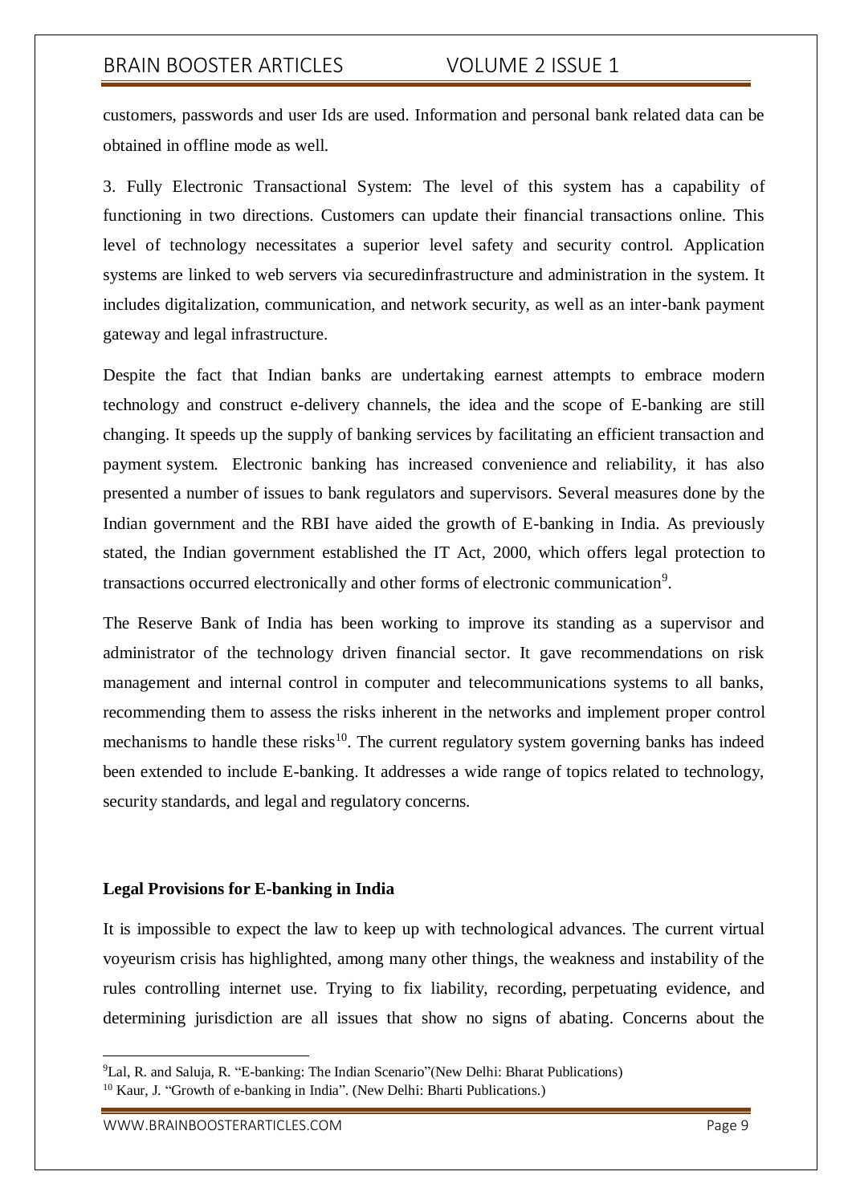customers, passwords and user Ids are used. Information and personal bank related data can be obtained in offline mode as well.

3. Fully Electronic Transactional System: The level of this system has a capability of functioning in two directions. Customers can update their financial transactions online. This level of technology necessitates a superior level safety and security control. Application systems are linked to web servers via securedinfrastructure and administration in the system. It includes digitalization, communication, and network security, as well as an inter-bank payment gateway and legal infrastructure.

Despite the fact that Indian banks are undertaking earnest attempts to embrace modern technology and construct e-delivery channels, the idea and the scope of E-banking are still changing. It speeds up the supply of banking services by facilitating an efficient transaction and payment system. Electronic banking has increased convenience and reliability, it has also presented a number of issues to bank regulators and supervisors. Several measures done by the Indian government and the RBI have aided the growth of E-banking in India. As previously stated, the Indian government established the IT Act, 2000, which offers legal protection to transactions occurred electronically and other forms of electronic communication[9].

The Reserve Bank of India has been working to improve its standing as a supervisor and administrator of the technology driven financial sector. It gave recommendations on risk management and internal control in computer and telecommunications systems to all banks, recommending them to assess the risks inherent in the networks and implement proper control mechanisms to handle these risks[10]. The current regulatory system governing banks has indeed been extended to include E-banking. It addresses a wide range of topics related to technology, security standards, and legal and regulatory concerns.

**Legal Provisions for E-banking in India**

It is impossible to expect the law to keep up with technological advances. The current virtual voyeurism crisis has highlighted, among many other things, the weakness and instability of the rules controlling internet use. Trying to fix liability, recording, perpetuating evidence, and determining jurisdiction are all issues that show no signs of abating. Concerns about the

[9] Lal, R. and Saluja, R. "E-banking: The Indian Scenario"(New Delhi: Bharat Publications)

[10] Kaur, J. "Growth of e-banking in India". (New Delhi: Bharti Publications.)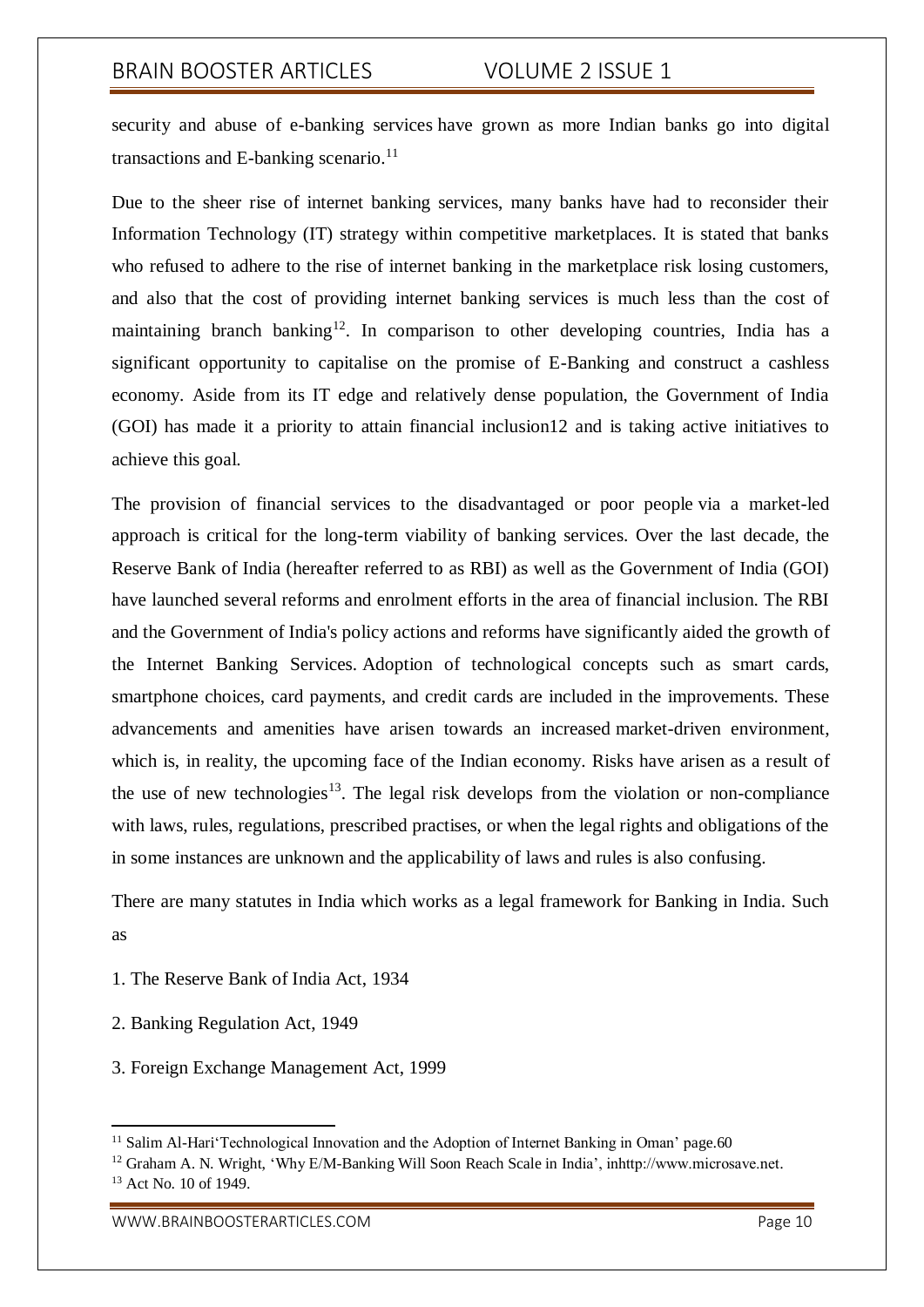security and abuse of e-banking services have grown as more Indian banks go into digital transactions and E-banking scenario.[11]

Due to the sheer rise of internet banking services, many banks have had to reconsider their Information Technology (IT) strategy within competitive marketplaces. It is stated that banks who refused to adhere to the rise of internet banking in the marketplace risk losing customers, and also that the cost of providing internet banking services is much less than the cost of maintaining branch banking[12]. In comparison to other developing countries, India has a significant opportunity to capitalise on the promise of E-Banking and construct a cashless economy. Aside from its IT edge and relatively dense population, the Government of India (GOI) has made it a priority to attain financial inclusion12 and is taking active initiatives to achieve this goal.

The provision of financial services to the disadvantaged or poor people via a market-led approach is critical for the long-term viability of banking services. Over the last decade, the Reserve Bank of India (hereafter referred to as RBI) as well as the Government of India (GOI) have launched several reforms and enrolment efforts in the area of financial inclusion. The RBI and the Government of India's policy actions and reforms have significantly aided the growth of the Internet Banking Services. Adoption of technological concepts such as smart cards, smartphone choices, card payments, and credit cards are included in the improvements. These advancements and amenities have arisen towards an increased market-driven environment, which is, in reality, the upcoming face of the Indian economy. Risks have arisen as a result of the use of new technologies[13]. The legal risk develops from the violation or non-compliance with laws, rules, regulations, prescribed practises, or when the legal rights and obligations of the in some instances are unknown and the applicability of laws and rules is also confusing.

There are many statutes in India which works as a legal framework for Banking in India. Such as

1. The Reserve Bank of India Act, 1934
2. Banking Regulation Act, 1949
3. Foreign Exchange Management Act, 1999

---

[11] Salim Al-Hari'Technological Innovation and the Adoption of Internet Banking in Oman' page.60

[12] Graham A. N. Wright, 'Why E/M-Banking Will Soon Reach Scale in India', inhttp://www.microsave.net.

[13] Act No. 10 of 1949.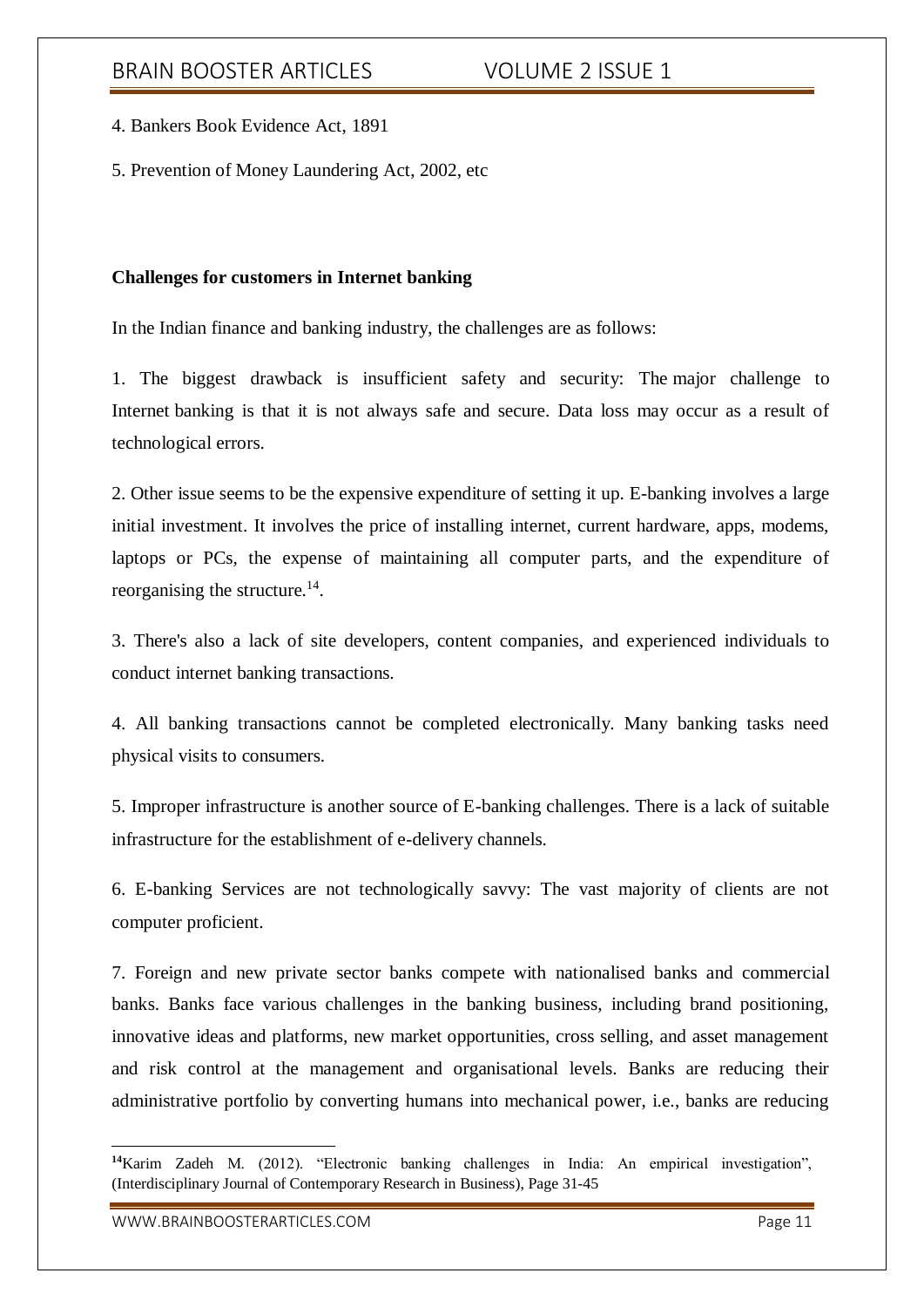4. Bankers Book Evidence Act, 1891

5. Prevention of Money Laundering Act, 2002, etc

**Challenges for customers in Internet banking**

In the Indian finance and banking industry, the challenges are as follows:

1. The biggest drawback is insufficient safety and security: The major challenge to Internet banking is that it is not always safe and secure. Data loss may occur as a result of technological errors.

2. Other issue seems to be the expensive expenditure of setting it up. E-banking involves a large initial investment. It involves the price of installing internet, current hardware, apps, modems, laptops or PCs, the expense of maintaining all computer parts, and the expenditure of reorganising the structure.[14].

3. There's also a lack of site developers, content companies, and experienced individuals to conduct internet banking transactions.

4. All banking transactions cannot be completed electronically. Many banking tasks need physical visits to consumers.

5. Improper infrastructure is another source of E-banking challenges. There is a lack of suitable infrastructure for the establishment of e-delivery channels.

6. E-banking Services are not technologically savvy: The vast majority of clients are not computer proficient.

7. Foreign and new private sector banks compete with nationalised banks and commercial banks. Banks face various challenges in the banking business, including brand positioning, innovative ideas and platforms, new market opportunities, cross selling, and asset management and risk control at the management and organisational levels. Banks are reducing their administrative portfolio by converting humans into mechanical power, i.e., banks are reducing

---

[14] Karim Zadeh M. (2012). "Electronic banking challenges in India: An empirical investigation", (Interdisciplinary Journal of Contemporary Research in Business), Page 31-45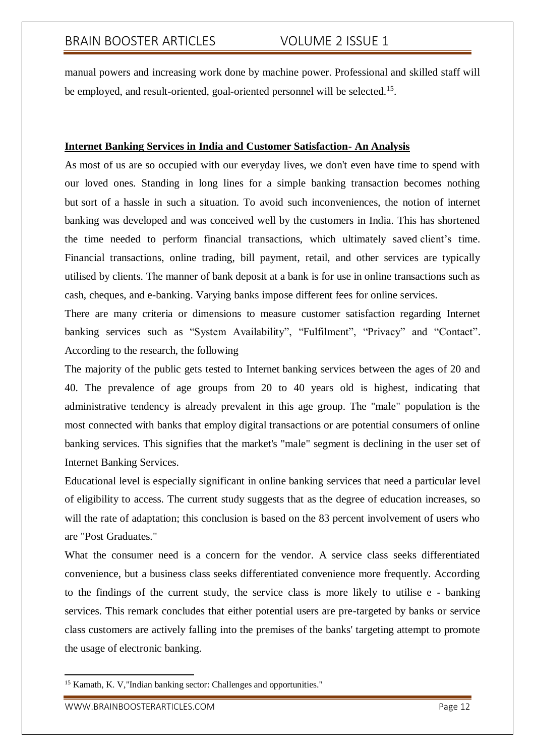manual powers and increasing work done by machine power. Professional and skilled staff will be employed, and result-oriented, goal-oriented personnel will be selected.[15].

## Internet Banking Services in India and Customer Satisfaction- An Analysis

As most of us are so occupied with our everyday lives, we don't even have time to spend with our loved ones. Standing in long lines for a simple banking transaction becomes nothing but sort of a hassle in such a situation. To avoid such inconveniences, the notion of internet banking was developed and was conceived well by the customers in India. This has shortened the time needed to perform financial transactions, which ultimately saved client's time. Financial transactions, online trading, bill payment, retail, and other services are typically utilised by clients. The manner of bank deposit at a bank is for use in online transactions such as cash, cheques, and e-banking. Varying banks impose different fees for online services.

There are many criteria or dimensions to measure customer satisfaction regarding Internet banking services such as "System Availability", "Fulfilment", "Privacy" and "Contact". According to the research, the following

The majority of the public gets tested to Internet banking services between the ages of 20 and 40. The prevalence of age groups from 20 to 40 years old is highest, indicating that administrative tendency is already prevalent in this age group. The "male" population is the most connected with banks that employ digital transactions or are potential consumers of online banking services. This signifies that the market's "male" segment is declining in the user set of Internet Banking Services.

Educational level is especially significant in online banking services that need a particular level of eligibility to access. The current study suggests that as the degree of education increases, so will the rate of adaptation; this conclusion is based on the 83 percent involvement of users who are "Post Graduates."

What the consumer need is a concern for the vendor. A service class seeks differentiated convenience, but a business class seeks differentiated convenience more frequently. According to the findings of the current study, the service class is more likely to utilise e - banking services. This remark concludes that either potential users are pre-targeted by banks or service class customers are actively falling into the premises of the banks' targeting attempt to promote the usage of electronic banking.

---

[15] Kamath, K. V,"Indian banking sector: Challenges and opportunities."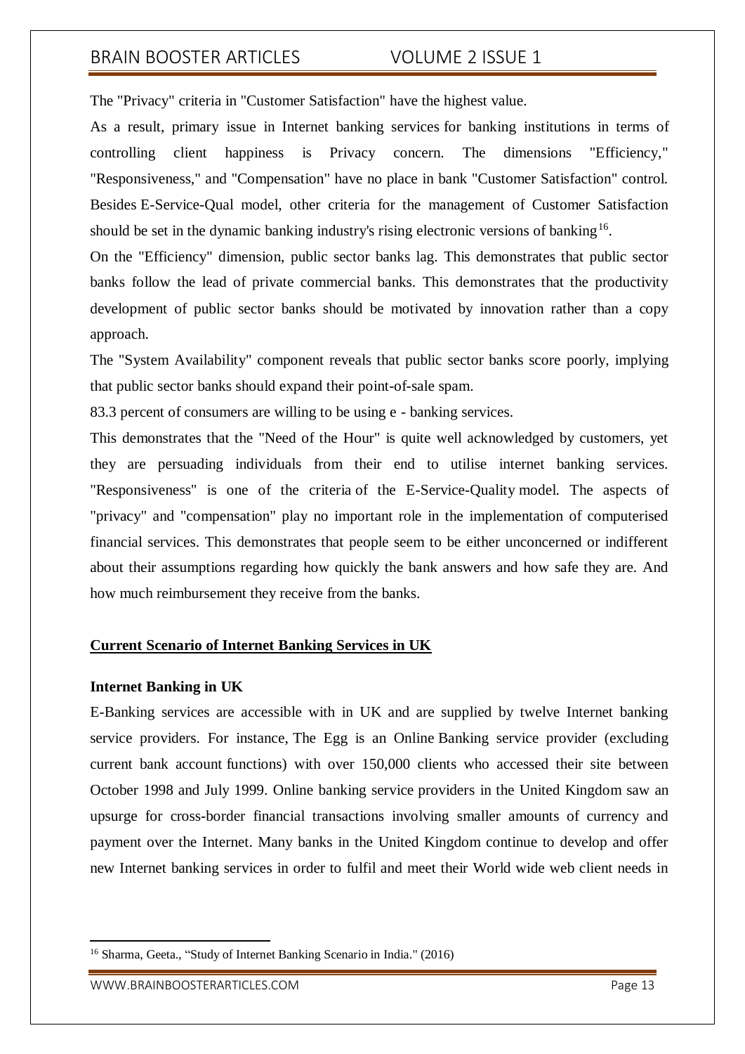The "Privacy" criteria in "Customer Satisfaction" have the highest value.

As a result, primary issue in Internet banking services for banking institutions in terms of controlling client happiness is Privacy concern. The dimensions "Efficiency," "Responsiveness," and "Compensation" have no place in bank "Customer Satisfaction" control. Besides E-Service-Qual model, other criteria for the management of Customer Satisfaction should be set in the dynamic banking industry's rising electronic versions of banking[16].

On the "Efficiency" dimension, public sector banks lag. This demonstrates that public sector banks follow the lead of private commercial banks. This demonstrates that the productivity development of public sector banks should be motivated by innovation rather than a copy approach.

The "System Availability" component reveals that public sector banks score poorly, implying that public sector banks should expand their point-of-sale spam.

83.3 percent of consumers are willing to be using e - banking services.

This demonstrates that the "Need of the Hour" is quite well acknowledged by customers, yet they are persuading individuals from their end to utilise internet banking services. "Responsiveness" is one of the criteria of the E-Service-Quality model. The aspects of "privacy" and "compensation" play no important role in the implementation of computerised financial services. This demonstrates that people seem to be either unconcerned or indifferent about their assumptions regarding how quickly the bank answers and how safe they are. And how much reimbursement they receive from the banks.

## Current Scenario of Internet Banking Services in UK

### Internet Banking in UK

E-Banking services are accessible with in UK and are supplied by twelve Internet banking service providers. For instance, The Egg is an Online Banking service provider (excluding current bank account functions) with over 150,000 clients who accessed their site between October 1998 and July 1999. Online banking service providers in the United Kingdom saw an upsurge for cross-border financial transactions involving smaller amounts of currency and payment over the Internet. Many banks in the United Kingdom continue to develop and offer new Internet banking services in order to fulfil and meet their World wide web client needs in

[16] Sharma, Geeta., "Study of Internet Banking Scenario in India." (2016)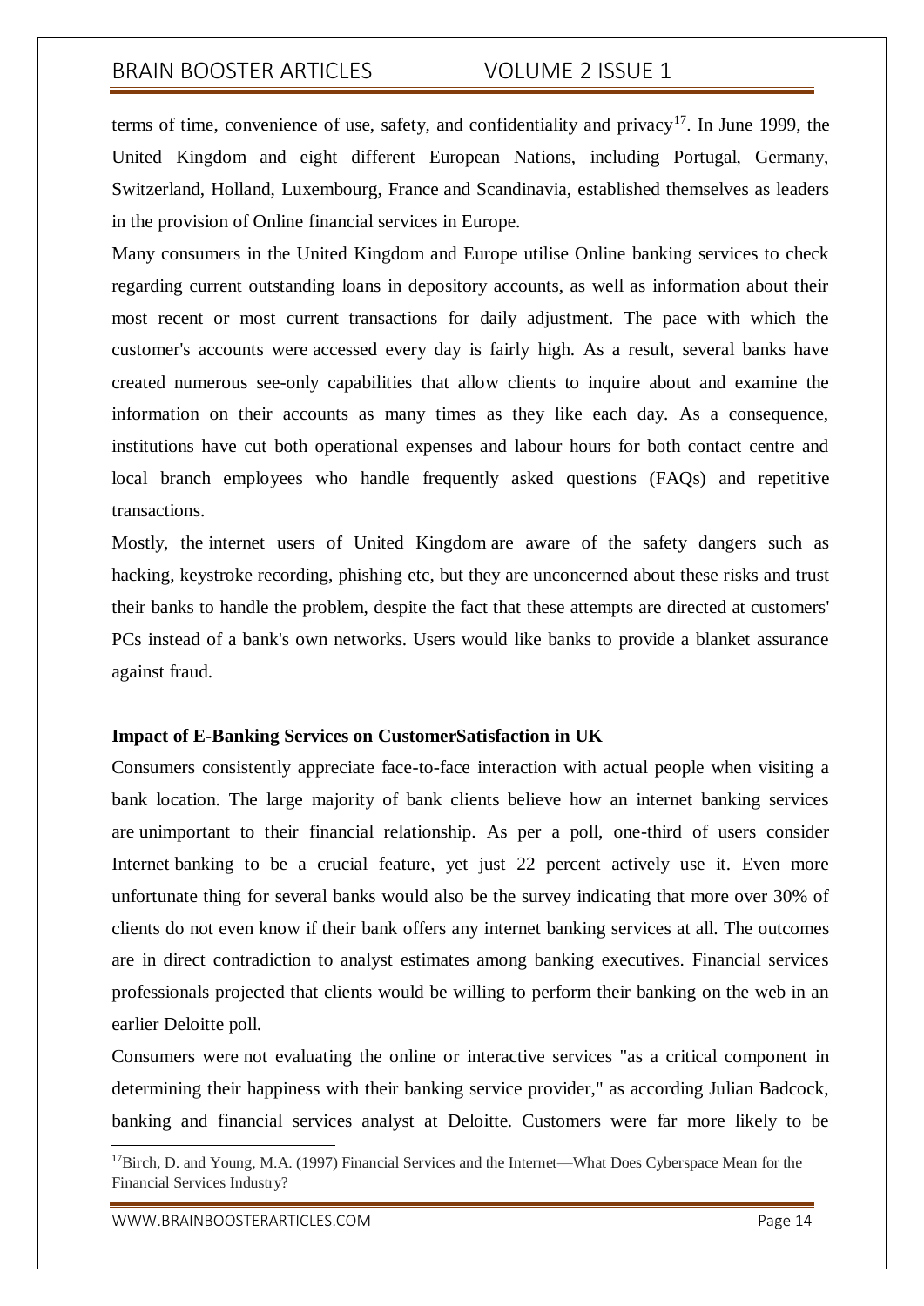terms of time, convenience of use, safety, and confidentiality and privacy[17]. In June 1999, the United Kingdom and eight different European Nations, including Portugal, Germany, Switzerland, Holland, Luxembourg, France and Scandinavia, established themselves as leaders in the provision of Online financial services in Europe.

Many consumers in the United Kingdom and Europe utilise Online banking services to check regarding current outstanding loans in depository accounts, as well as information about their most recent or most current transactions for daily adjustment. The pace with which the customer's accounts were accessed every day is fairly high. As a result, several banks have created numerous see-only capabilities that allow clients to inquire about and examine the information on their accounts as many times as they like each day. As a consequence, institutions have cut both operational expenses and labour hours for both contact centre and local branch employees who handle frequently asked questions (FAQs) and repetitive transactions.

Mostly, the internet users of United Kingdom are aware of the safety dangers such as hacking, keystroke recording, phishing etc, but they are unconcerned about these risks and trust their banks to handle the problem, despite the fact that these attempts are directed at customers' PCs instead of a bank's own networks. Users would like banks to provide a blanket assurance against fraud.

**Impact of E-Banking Services on CustomerSatisfaction in UK**

Consumers consistently appreciate face-to-face interaction with actual people when visiting a bank location. The large majority of bank clients believe how an internet banking services are unimportant to their financial relationship. As per a poll, one-third of users consider Internet banking to be a crucial feature, yet just 22 percent actively use it. Even more unfortunate thing for several banks would also be the survey indicating that more over 30% of clients do not even know if their bank offers any internet banking services at all. The outcomes are in direct contradiction to analyst estimates among banking executives. Financial services professionals projected that clients would be willing to perform their banking on the web in an earlier Deloitte poll.

Consumers were not evaluating the online or interactive services "as a critical component in determining their happiness with their banking service provider," as according Julian Badcock, banking and financial services analyst at Deloitte. Customers were far more likely to be

[17] Birch, D. and Young, M.A. (1997) Financial Services and the Internet—What Does Cyberspace Mean for the Financial Services Industry?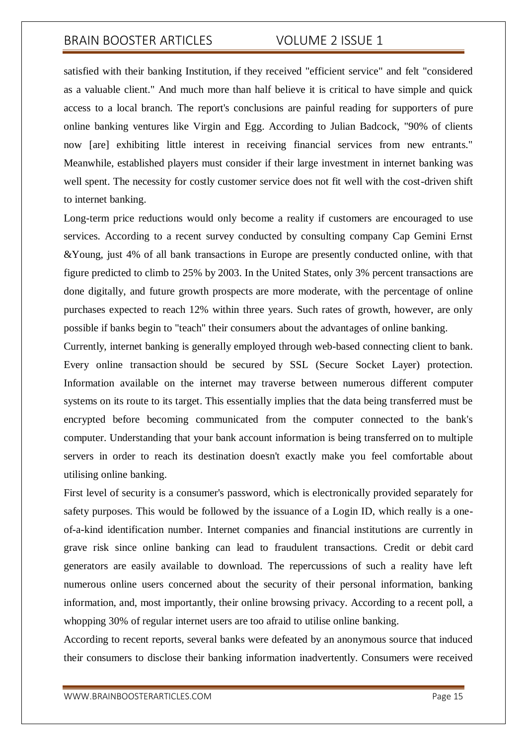satisfied with their banking Institution, if they received "efficient service" and felt "considered as a valuable client." And much more than half believe it is critical to have simple and quick access to a local branch. The report's conclusions are painful reading for supporters of pure online banking ventures like Virgin and Egg. According to Julian Badcock, "90% of clients now [are] exhibiting little interest in receiving financial services from new entrants." Meanwhile, established players must consider if their large investment in internet banking was well spent. The necessity for costly customer service does not fit well with the cost-driven shift to internet banking.

Long-term price reductions would only become a reality if customers are encouraged to use services. According to a recent survey conducted by consulting company Cap Gemini Ernst &Young, just 4% of all bank transactions in Europe are presently conducted online, with that figure predicted to climb to 25% by 2003. In the United States, only 3% percent transactions are done digitally, and future growth prospects are more moderate, with the percentage of online purchases expected to reach 12% within three years. Such rates of growth, however, are only possible if banks begin to "teach" their consumers about the advantages of online banking.

Currently, internet banking is generally employed through web-based connecting client to bank. Every online transaction should be secured by SSL (Secure Socket Layer) protection. Information available on the internet may traverse between numerous different computer systems on its route to its target. This essentially implies that the data being transferred must be encrypted before becoming communicated from the computer connected to the bank's computer. Understanding that your bank account information is being transferred on to multiple servers in order to reach its destination doesn't exactly make you feel comfortable about utilising online banking.

First level of security is a consumer's password, which is electronically provided separately for safety purposes. This would be followed by the issuance of a Login ID, which really is a one-of-a-kind identification number. Internet companies and financial institutions are currently in grave risk since online banking can lead to fraudulent transactions. Credit or debit card generators are easily available to download. The repercussions of such a reality have left numerous online users concerned about the security of their personal information, banking information, and, most importantly, their online browsing privacy. According to a recent poll, a whopping 30% of regular internet users are too afraid to utilise online banking.

According to recent reports, several banks were defeated by an anonymous source that induced their consumers to disclose their banking information inadvertently. Consumers were received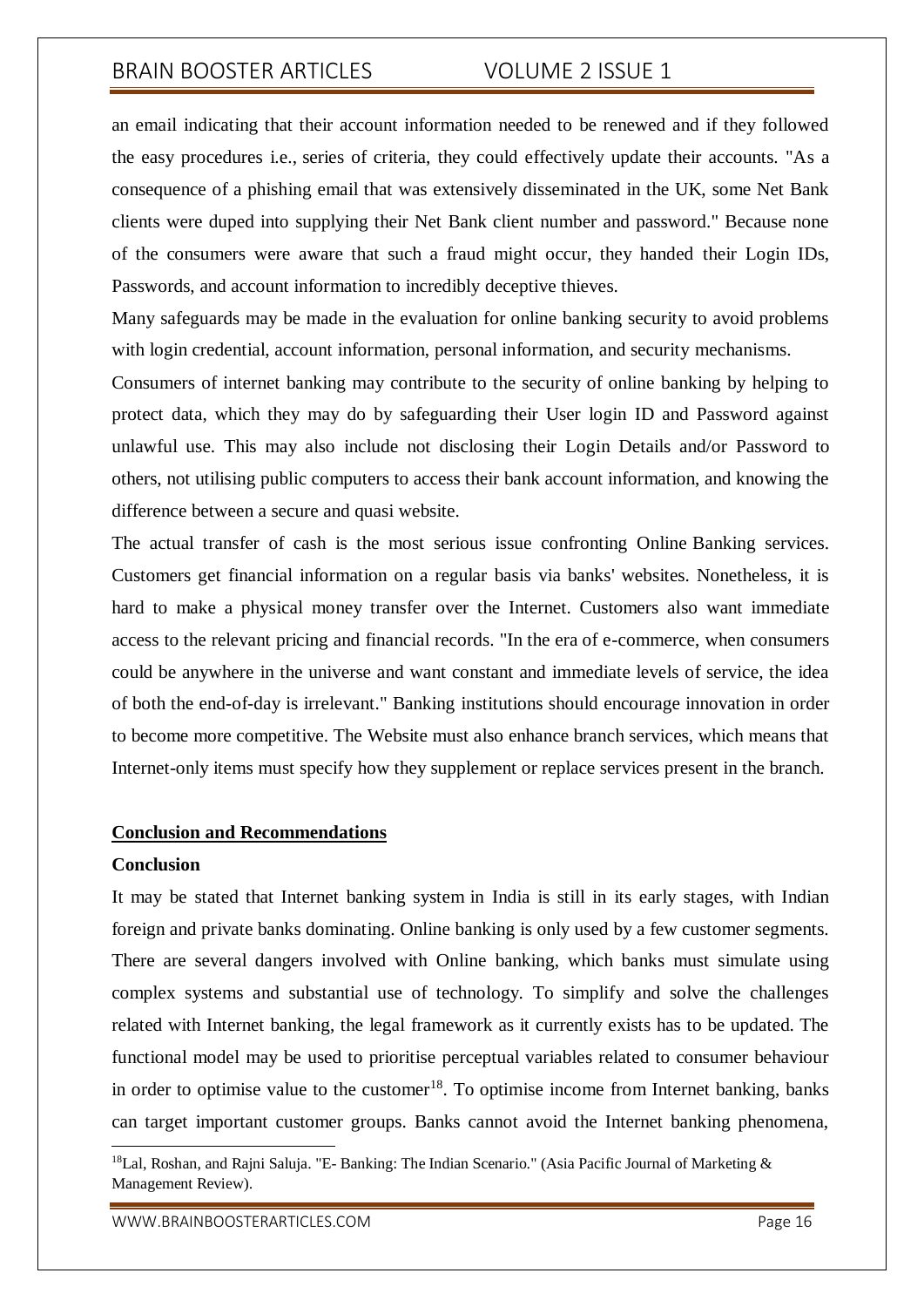an email indicating that their account information needed to be renewed and if they followed the easy procedures i.e., series of criteria, they could effectively update their accounts. "As a consequence of a phishing email that was extensively disseminated in the UK, some Net Bank clients were duped into supplying their Net Bank client number and password." Because none of the consumers were aware that such a fraud might occur, they handed their Login IDs, Passwords, and account information to incredibly deceptive thieves.

Many safeguards may be made in the evaluation for online banking security to avoid problems with login credential, account information, personal information, and security mechanisms.

Consumers of internet banking may contribute to the security of online banking by helping to protect data, which they may do by safeguarding their User login ID and Password against unlawful use. This may also include not disclosing their Login Details and/or Password to others, not utilising public computers to access their bank account information, and knowing the difference between a secure and quasi website.

The actual transfer of cash is the most serious issue confronting Online Banking services. Customers get financial information on a regular basis via banks' websites. Nonetheless, it is hard to make a physical money transfer over the Internet. Customers also want immediate access to the relevant pricing and financial records. "In the era of e-commerce, when consumers could be anywhere in the universe and want constant and immediate levels of service, the idea of both the end-of-day is irrelevant." Banking institutions should encourage innovation in order to become more competitive. The Website must also enhance branch services, which means that Internet-only items must specify how they supplement or replace services present in the branch.

## Conclusion and Recommendations

### Conclusion

It may be stated that Internet banking system in India is still in its early stages, with Indian foreign and private banks dominating. Online banking is only used by a few customer segments. There are several dangers involved with Online banking, which banks must simulate using complex systems and substantial use of technology. To simplify and solve the challenges related with Internet banking, the legal framework as it currently exists has to be updated. The functional model may be used to prioritise perceptual variables related to consumer behaviour in order to optimise value to the customer[18]. To optimise income from Internet banking, banks can target important customer groups. Banks cannot avoid the Internet banking phenomena,

---

[18] Lal, Roshan, and Rajni Saluja. "E- Banking: The Indian Scenario." (Asia Pacific Journal of Marketing & Management Review).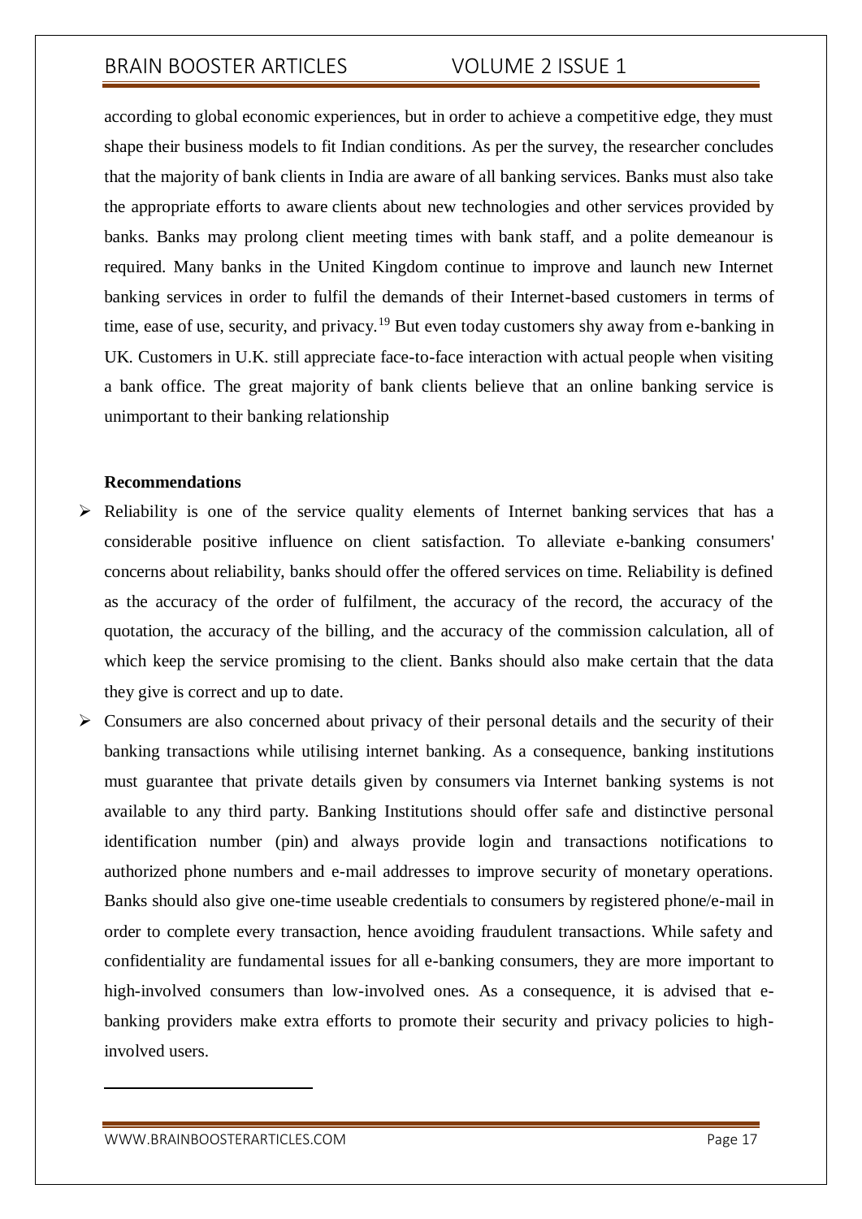according to global economic experiences, but in order to achieve a competitive edge, they must shape their business models to fit Indian conditions. As per the survey, the researcher concludes that the majority of bank clients in India are aware of all banking services. Banks must also take the appropriate efforts to aware clients about new technologies and other services provided by banks. Banks may prolong client meeting times with bank staff, and a polite demeanour is required. Many banks in the United Kingdom continue to improve and launch new Internet banking services in order to fulfil the demands of their Internet-based customers in terms of time, ease of use, security, and privacy.[19] But even today customers shy away from e-banking in UK. Customers in U.K. still appreciate face-to-face interaction with actual people when visiting a bank office. The great majority of bank clients believe that an online banking service is unimportant to their banking relationship

**Recommendations**

- Reliability is one of the service quality elements of Internet banking services that has a considerable positive influence on client satisfaction. To alleviate e-banking consumers' concerns about reliability, banks should offer the offered services on time. Reliability is defined as the accuracy of the order of fulfilment, the accuracy of the record, the accuracy of the quotation, the accuracy of the billing, and the accuracy of the commission calculation, all of which keep the service promising to the client. Banks should also make certain that the data they give is correct and up to date.
- Consumers are also concerned about privacy of their personal details and the security of their banking transactions while utilising internet banking. As a consequence, banking institutions must guarantee that private details given by consumers via Internet banking systems is not available to any third party. Banking Institutions should offer safe and distinctive personal identification number (pin) and always provide login and transactions notifications to authorized phone numbers and e-mail addresses to improve security of monetary operations. Banks should also give one-time useable credentials to consumers by registered phone/e-mail in order to complete every transaction, hence avoiding fraudulent transactions. While safety and confidentiality are fundamental issues for all e-banking consumers, they are more important to high-involved consumers than low-involved ones. As a consequence, it is advised that e-banking providers make extra efforts to promote their security and privacy policies to high-involved users.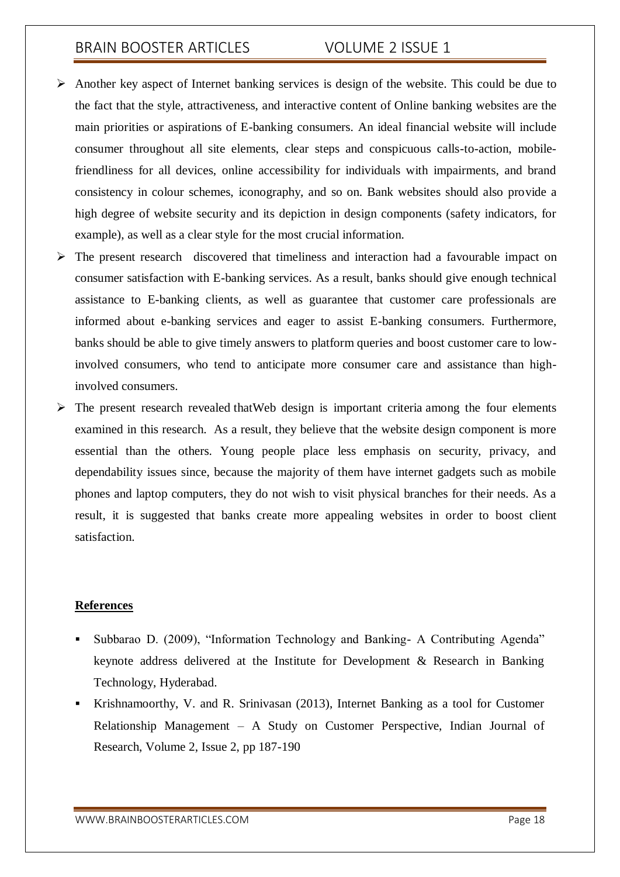- Another key aspect of Internet banking services is design of the website. This could be due to the fact that the style, attractiveness, and interactive content of Online banking websites are the main priorities or aspirations of E-banking consumers. An ideal financial website will include consumer throughout all site elements, clear steps and conspicuous calls-to-action, mobile-friendliness for all devices, online accessibility for individuals with impairments, and brand consistency in colour schemes, iconography, and so on. Bank websites should also provide a high degree of website security and its depiction in design components (safety indicators, for example), as well as a clear style for the most crucial information.
- The present research discovered that timeliness and interaction had a favourable impact on consumer satisfaction with E-banking services. As a result, banks should give enough technical assistance to E-banking clients, as well as guarantee that customer care professionals are informed about e-banking services and eager to assist E-banking consumers. Furthermore, banks should be able to give timely answers to platform queries and boost customer care to low-involved consumers, who tend to anticipate more consumer care and assistance than high-involved consumers.
- The present research revealed thatWeb design is important criteria among the four elements examined in this research. As a result, they believe that the website design component is more essential than the others. Young people place less emphasis on security, privacy, and dependability issues since, because the majority of them have internet gadgets such as mobile phones and laptop computers, they do not wish to visit physical branches for their needs. As a result, it is suggested that banks create more appealing websites in order to boost client satisfaction.

**References**

- Subbarao D. (2009), "Information Technology and Banking- A Contributing Agenda" keynote address delivered at the Institute for Development & Research in Banking Technology, Hyderabad.
- Krishnamoorthy, V. and R. Srinivasan (2013), Internet Banking as a tool for Customer Relationship Management – A Study on Customer Perspective, Indian Journal of Research, Volume 2, Issue 2, pp 187-190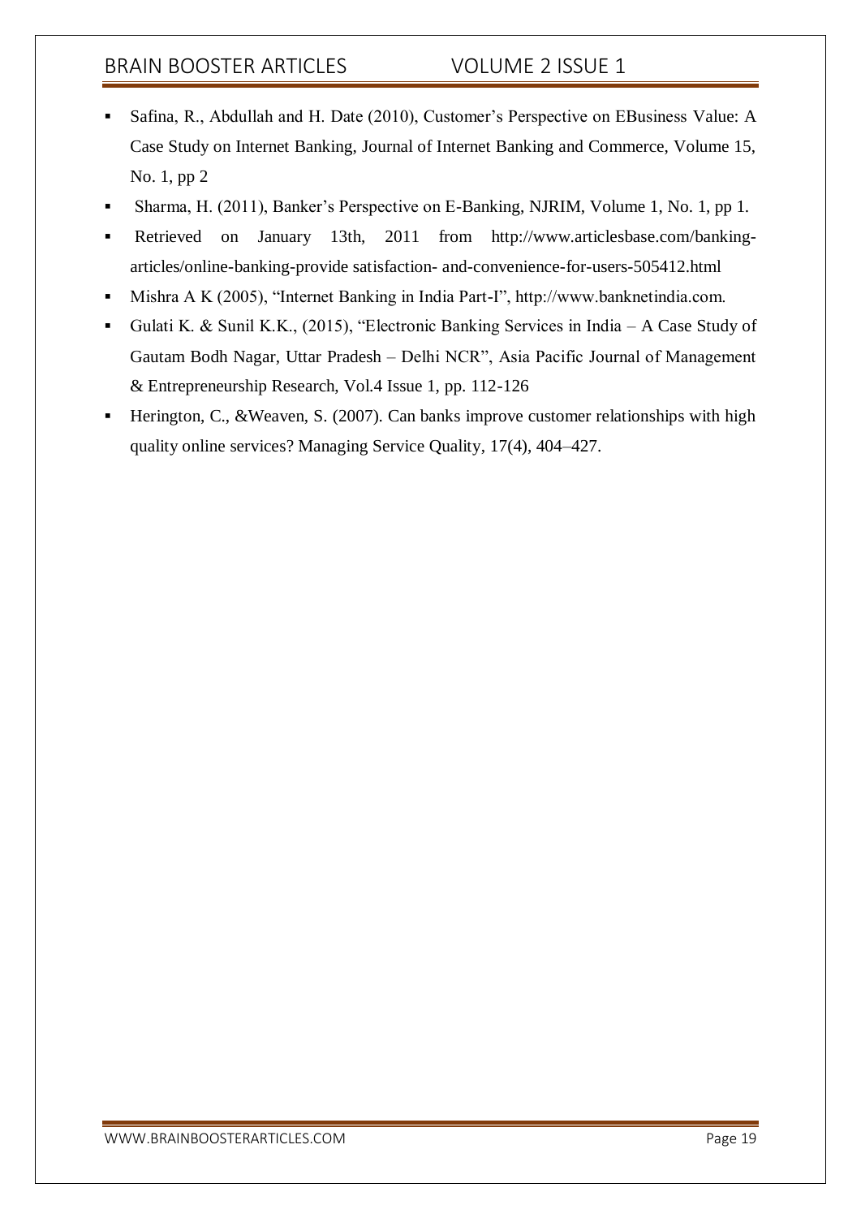- Safina, R., Abdullah and H. Date (2010), Customer's Perspective on EBusiness Value: A Case Study on Internet Banking, Journal of Internet Banking and Commerce, Volume 15, No. 1, pp 2
- Sharma, H. (2011), Banker's Perspective on E-Banking, NJRIM, Volume 1, No. 1, pp 1.
- Retrieved on January 13th, 2011 from http://www.articlesbase.com/banking-articles/online-banking-provide satisfaction- and-convenience-for-users-505412.html
- Mishra A K (2005), "Internet Banking in India Part-I", http://www.banknetindia.com.
- Gulati K. & Sunil K.K., (2015), "Electronic Banking Services in India – A Case Study of Gautam Bodh Nagar, Uttar Pradesh – Delhi NCR", Asia Pacific Journal of Management & Entrepreneurship Research, Vol.4 Issue 1, pp. 112-126
- Herington, C., &Weaven, S. (2007). Can banks improve customer relationships with high quality online services? Managing Service Quality, 17(4), 404–427.